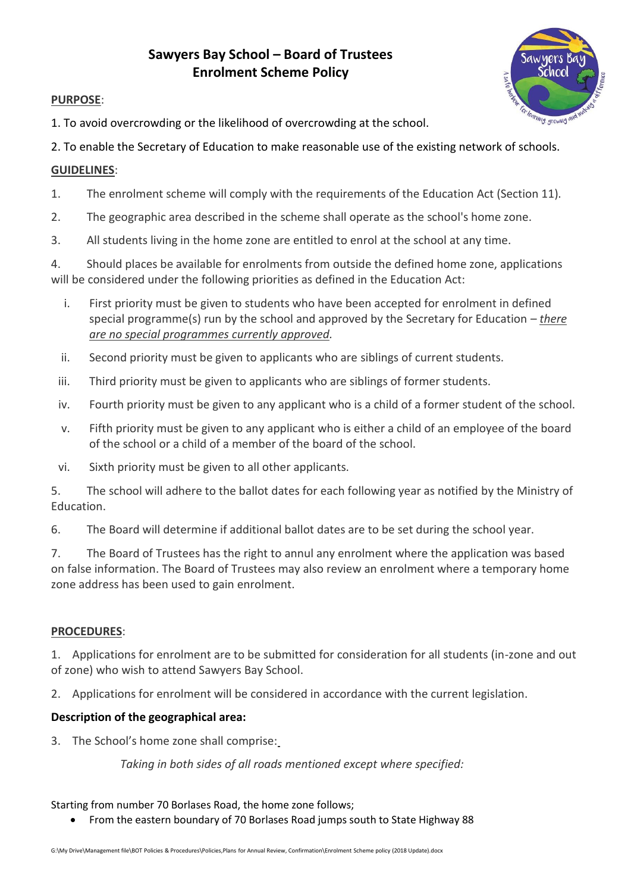# Sawyers Bay School – Board of Trustees
# Enrolment Scheme Policy

**PURPOSE**:

1. To avoid overcrowding or the likelihood of overcrowding at the school.

2. To enable the Secretary of Education to make reasonable use of the existing network of schools.

**GUIDELINES**:

1. The enrolment scheme will comply with the requirements of the Education Act (Section 11).

2. The geographic area described in the scheme shall operate as the school's home zone.

3. All students living in the home zone are entitled to enrol at the school at any time.

4. Should places be available for enrolments from outside the defined home zone, applications will be considered under the following priorities as defined in the Education Act:

   i. First priority must be given to students who have been accepted for enrolment in defined special programme(s) run by the school and approved by the Secretary for Education – *there are no special programmes currently approved*.

   ii. Second priority must be given to applicants who are siblings of current students.

   iii. Third priority must be given to applicants who are siblings of former students.

   iv. Fourth priority must be given to any applicant who is a child of a former student of the school.

   v. Fifth priority must be given to any applicant who is either a child of an employee of the board of the school or a child of a member of the board of the school.

   vi. Sixth priority must be given to all other applicants.

5. The school will adhere to the ballot dates for each following year as notified by the Ministry of Education.

6. The Board will determine if additional ballot dates are to be set during the school year.

7. The Board of Trustees has the right to annul any enrolment where the application was based on false information. The Board of Trustees may also review an enrolment where a temporary home zone address has been used to gain enrolment.

**PROCEDURES**:

1. Applications for enrolment are to be submitted for consideration for all students (in-zone and out of zone) who wish to attend Sawyers Bay School.

2. Applications for enrolment will be considered in accordance with the current legislation.

**Description of the geographical area:**

3. The School's home zone shall comprise:

*Taking in both sides of all roads mentioned except where specified:*

Starting from number 70 Borlases Road, the home zone follows;

- From the eastern boundary of 70 Borlases Road jumps south to State Highway 88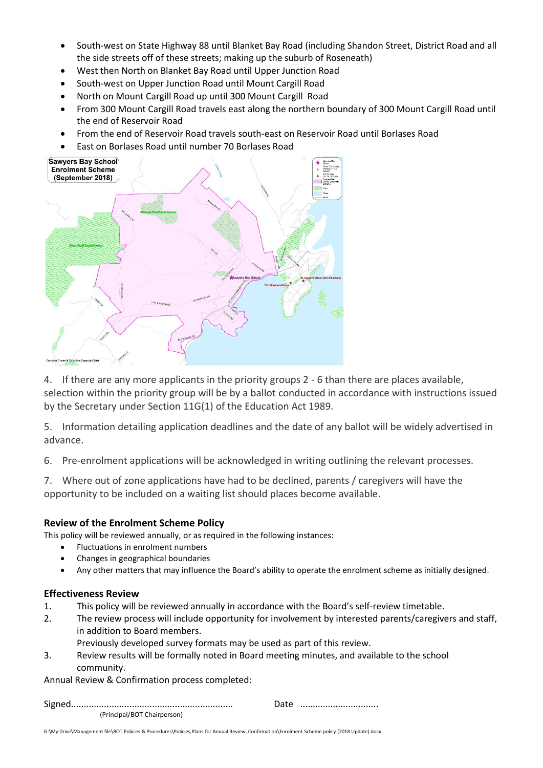- South-west on State Highway 88 until Blanket Bay Road (including Shandon Street, District Road and all the side streets off of these streets; making up the suburb of Roseneath)
- West then North on Blanket Bay Road until Upper Junction Road
- South-west on Upper Junction Road until Mount Cargill Road
- North on Mount Cargill Road up until 300 Mount Cargill Road
- From 300 Mount Cargill Road travels east along the northern boundary of 300 Mount Cargill Road until the end of Reservoir Road
- From the end of Reservoir Road travels south-east on Reservoir Road until Borlases Road
- East on Borlases Road until number 70 Borlases Road

Sawyers Bay School
Enrolment Scheme
(September 2018)

4. If there are any more applicants in the priority groups 2 - 6 than there are places available, selection within the priority group will be by a ballot conducted in accordance with instructions issued by the Secretary under Section 11G(1) of the Education Act 1989.

5. Information detailing application deadlines and the date of any ballot will be widely advertised in advance.

6. Pre-enrolment applications will be acknowledged in writing outlining the relevant processes.

7. Where out of zone applications have had to be declined, parents / caregivers will have the opportunity to be included on a waiting list should places become available.

### Review of the Enrolment Scheme Policy

This policy will be reviewed annually, or as required in the following instances:

- Fluctuations in enrolment numbers
- Changes in geographical boundaries
- Any other matters that may influence the Board's ability to operate the enrolment scheme as initially designed.

### Effectiveness Review

1. This policy will be reviewed annually in accordance with the Board's self-review timetable.
2. The review process will include opportunity for involvement by interested parents/caregivers and staff, in addition to Board members.
   Previously developed survey formats may be used as part of this review.
3. Review results will be formally noted in Board meeting minutes, and available to the school community.

Annual Review & Confirmation process completed:

Signed.............................................................. Date ..............................
(Principal/BOT Chairperson)